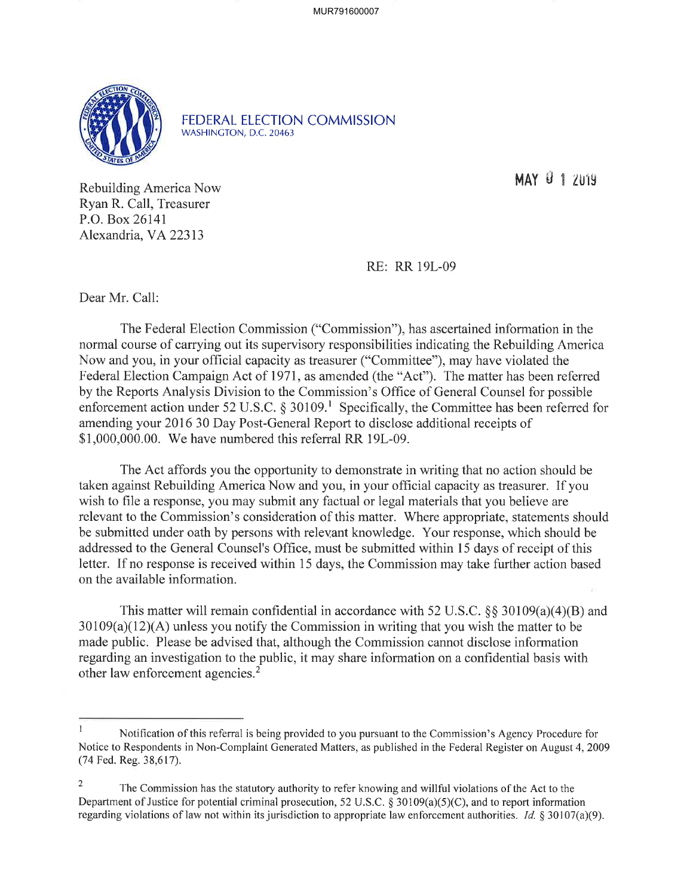FEDERAL ELECTION COMMISSION
WASHINGTON, D.C. 20463

MAY 0 1 2019

Rebuilding America Now
Ryan R. Call, Treasurer
P.O. Box 26141
Alexandria, VA 22313

RE: RR 19L-09

Dear Mr. Call:

The Federal Election Commission ("Commission"), has ascertained information in the normal course of carrying out its supervisory responsibilities indicating the Rebuilding America Now and you, in your official capacity as treasurer ("Committee"), may have violated the Federal Election Campaign Act of 1971, as amended (the "Act"). The matter has been referred by the Reports Analysis Division to the Commission's Office of General Counsel for possible enforcement action under 52 U.S.C. § 30109.[1] Specifically, the Committee has been referred for amending your 2016 30 Day Post-General Report to disclose additional receipts of $1,000,000.00. We have numbered this referral RR 19L-09.

The Act affords you the opportunity to demonstrate in writing that no action should be taken against Rebuilding America Now and you, in your official capacity as treasurer. If you wish to file a response, you may submit any factual or legal materials that you believe are relevant to the Commission's consideration of this matter. Where appropriate, statements should be submitted under oath by persons with relevant knowledge. Your response, which should be addressed to the General Counsel's Office, must be submitted within 15 days of receipt of this letter. If no response is received within 15 days, the Commission may take further action based on the available information.

This matter will remain confidential in accordance with 52 U.S.C. §§ 30109(a)(4)(B) and 30109(a)(12)(A) unless you notify the Commission in writing that you wish the matter to be made public. Please be advised that, although the Commission cannot disclose information regarding an investigation to the public, it may share information on a confidential basis with other law enforcement agencies.[2]

---

[1] Notification of this referral is being provided to you pursuant to the Commission's Agency Procedure for Notice to Respondents in Non-Complaint Generated Matters, as published in the Federal Register on August 4, 2009 (74 Fed. Reg. 38,617).

[2] The Commission has the statutory authority to refer knowing and willful violations of the Act to the Department of Justice for potential criminal prosecution, 52 U.S.C. § 30109(a)(5)(C), and to report information regarding violations of law not within its jurisdiction to appropriate law enforcement authorities. *Id.* § 30107(a)(9).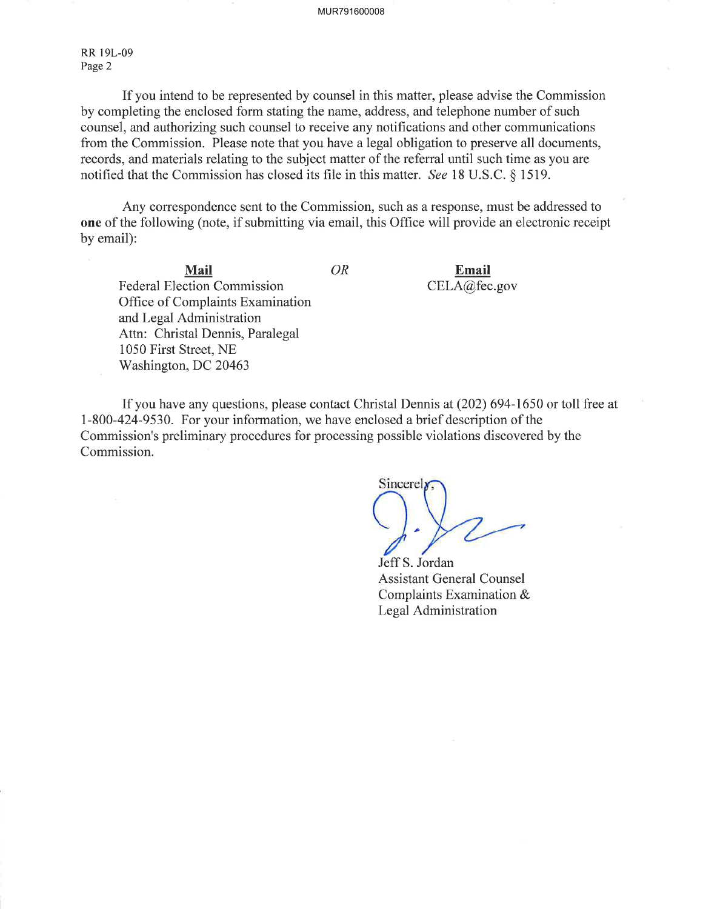If you intend to be represented by counsel in this matter, please advise the Commission by completing the enclosed form stating the name, address, and telephone number of such counsel, and authorizing such counsel to receive any notifications and other communications from the Commission. Please note that you have a legal obligation to preserve all documents, records, and materials relating to the subject matter of the referral until such time as you are notified that the Commission has closed its file in this matter. *See* 18 U.S.C. § 1519.

Any correspondence sent to the Commission, such as a response, must be addressed to **one** of the following (note, if submitting via email, this Office will provide an electronic receipt by email):

**Mail**
Federal Election Commission
Office of Complaints Examination
and Legal Administration
Attn: Christal Dennis, Paralegal
1050 First Street, NE
Washington, DC 20463

*OR*

**Email**
CELA@fec.gov

If you have any questions, please contact Christal Dennis at (202) 694-1650 or toll free at 1-800-424-9530. For your information, we have enclosed a brief description of the Commission's preliminary procedures for processing possible violations discovered by the Commission.

Sincerely,

Jeff S. Jordan
Assistant General Counsel
Complaints Examination &
Legal Administration